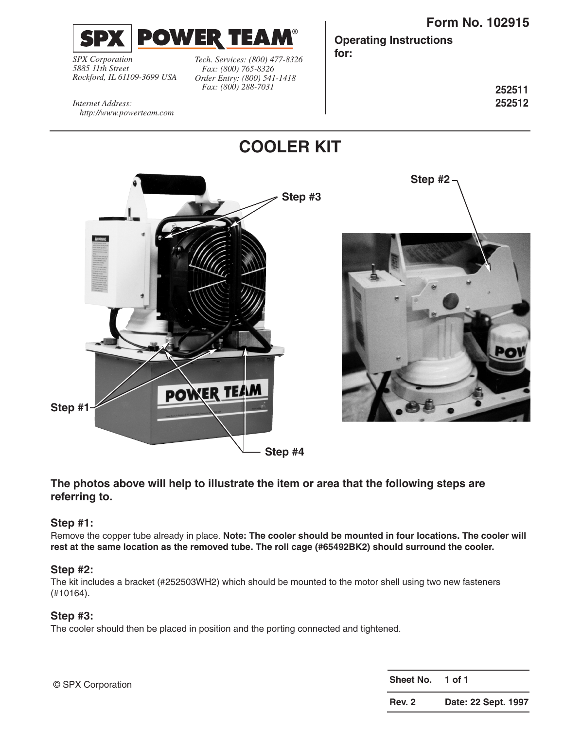**SPX POWER TEAM**®

*SPX Corporation*
*5885 11th Street*
*Rockford, IL 61109-3699 USA*

*Tech. Services: (800) 477-8326*
*Fax: (800) 765-8326*
*Order Entry: (800) 541-1418*
*Fax: (800) 288-7031*

*Internet Address:*
*http://www.powerteam.com*

**Form No. 102915**

**Operating Instructions for:**

**252511**
**252512**

# COOLER KIT

Step #3

Step #2

Step #1

Step #4

**The photos above will help to illustrate the item or area that the following steps are referring to.**

### Step #1:

Remove the copper tube already in place. **Note: The cooler should be mounted in four locations. The cooler will rest at the same location as the removed tube. The roll cage (#65492BK2) should surround the cooler.**

### Step #2:

The kit includes a bracket (#252503WH2) which should be mounted to the motor shell using two new fasteners (#10164).

### Step #3:

The cooler should then be placed in position and the porting connected and tightened.

© SPX Corporation

| **Sheet No.** | **1 of 1** |
|---|---|
| **Rev. 2** | **Date: 22 Sept. 1997** |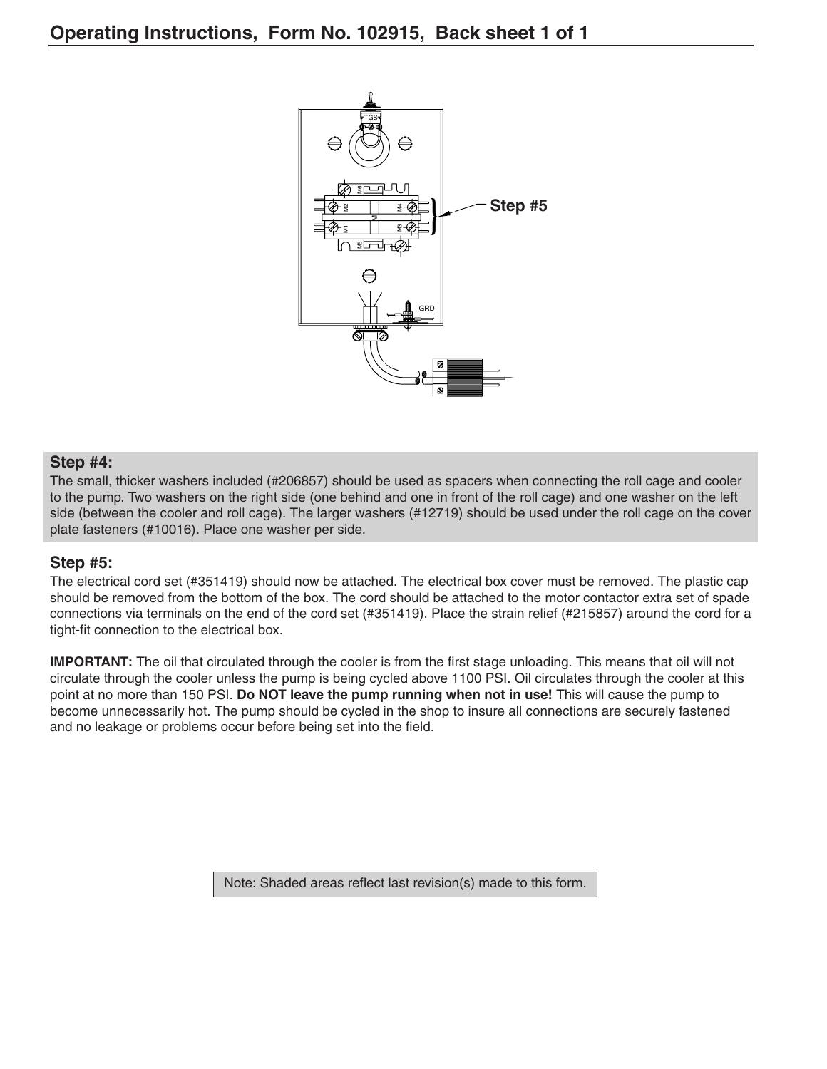Step #5

### Step #4:

The small, thicker washers included (#206857) should be used as spacers when connecting the roll cage and cooler to the pump. Two washers on the right side (one behind and one in front of the roll cage) and one washer on the left side (between the cooler and roll cage). The larger washers (#12719) should be used under the roll cage on the cover plate fasteners (#10016). Place one washer per side.

### Step #5:

The electrical cord set (#351419) should now be attached. The electrical box cover must be removed. The plastic cap should be removed from the bottom of the box. The cord should be attached to the motor contactor extra set of spade connections via terminals on the end of the cord set (#351419). Place the strain relief (#215857) around the cord for a tight-fit connection to the electrical box.

**IMPORTANT:** The oil that circulated through the cooler is from the first stage unloading. This means that oil will not circulate through the cooler unless the pump is being cycled above 1100 PSI. Oil circulates through the cooler at this point at no more than 150 PSI. **Do NOT leave the pump running when not in use!** This will cause the pump to become unnecessarily hot. The pump should be cycled in the shop to insure all connections are securely fastened and no leakage or problems occur before being set into the field.

Note: Shaded areas reflect last revision(s) made to this form.